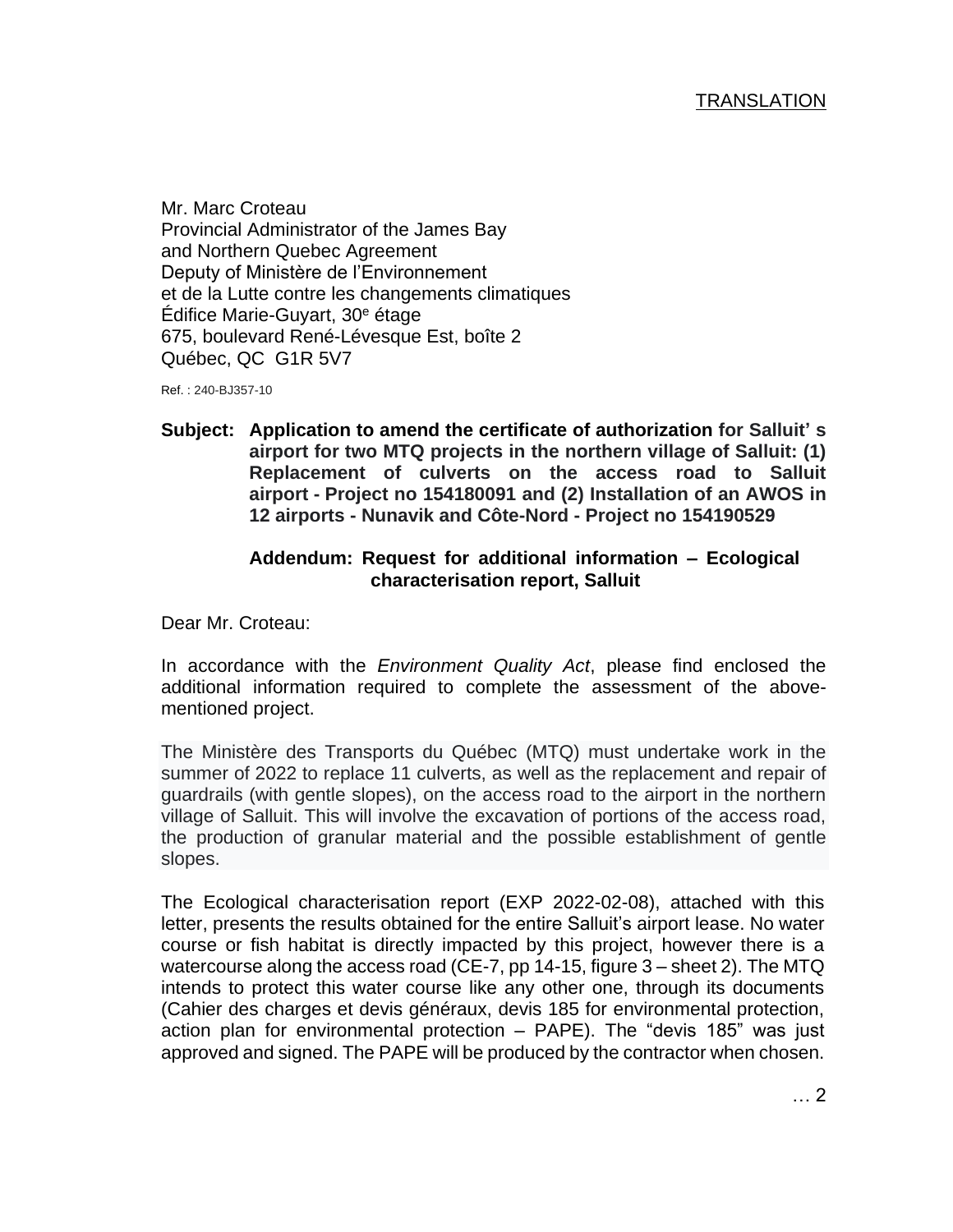TRANSLATION

Mr. Marc Croteau
Provincial Administrator of the James Bay
and Northern Quebec Agreement
Deputy of Ministère de l'Environnement
et de la Lutte contre les changements climatiques
Édifice Marie-Guyart, 30e étage
675, boulevard René-Lévesque Est, boîte 2
Québec, QC G1R 5V7

Ref. : 240-BJ357-10

**Subject: Application to amend the certificate of authorization for Salluit' s airport for two MTQ projects in the northern village of Salluit: (1) Replacement of culverts on the access road to Salluit airport - Project no 154180091 and (2) Installation of an AWOS in 12 airports - Nunavik and Côte-Nord - Project no 154190529**

**Addendum: Request for additional information – Ecological characterisation report, Salluit**

Dear Mr. Croteau:

In accordance with the *Environment Quality Act*, please find enclosed the additional information required to complete the assessment of the above-mentioned project.

The Ministère des Transports du Québec (MTQ) must undertake work in the summer of 2022 to replace 11 culverts, as well as the replacement and repair of guardrails (with gentle slopes), on the access road to the airport in the northern village of Salluit. This will involve the excavation of portions of the access road, the production of granular material and the possible establishment of gentle slopes.

The Ecological characterisation report (EXP 2022-02-08), attached with this letter, presents the results obtained for the entire Salluit's airport lease. No water course or fish habitat is directly impacted by this project, however there is a watercourse along the access road (CE-7, pp 14-15, figure 3 – sheet 2). The MTQ intends to protect this water course like any other one, through its documents (Cahier des charges et devis généraux, devis 185 for environmental protection, action plan for environmental protection – PAPE). The "devis 185" was just approved and signed. The PAPE will be produced by the contractor when chosen.

… 2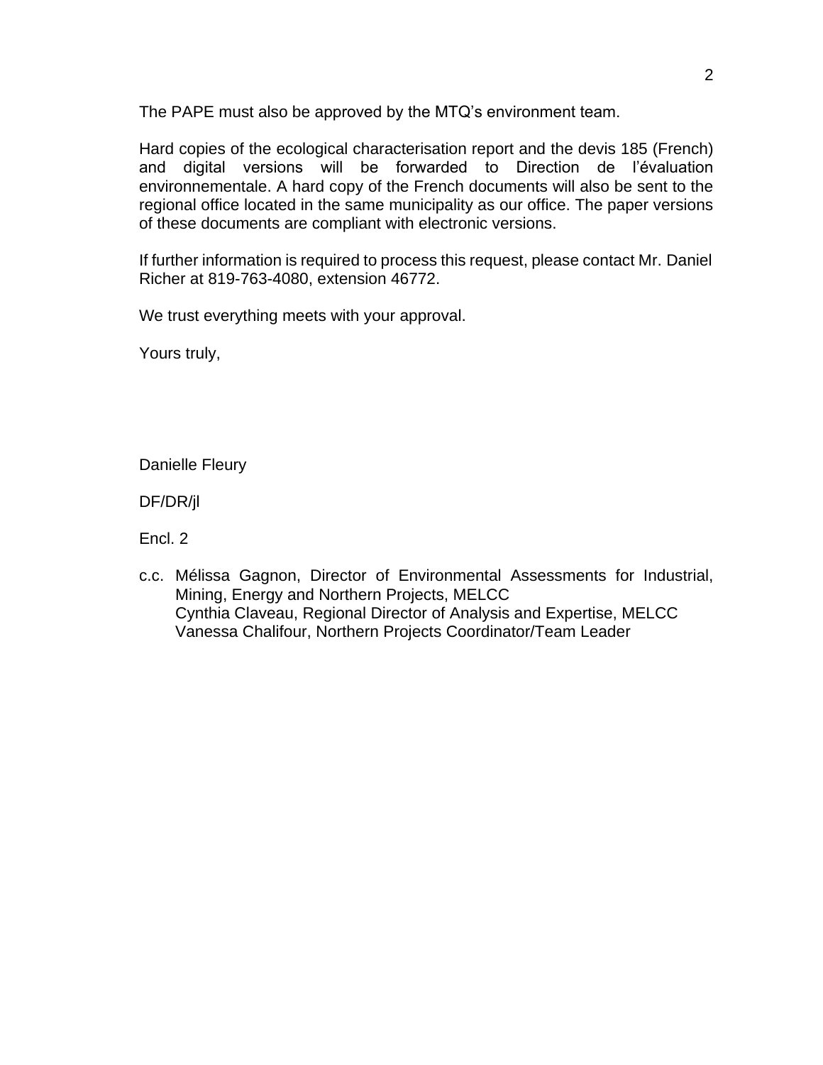The PAPE must also be approved by the MTQ's environment team.

Hard copies of the ecological characterisation report and the devis 185 (French) and digital versions will be forwarded to Direction de l'évaluation environnementale. A hard copy of the French documents will also be sent to the regional office located in the same municipality as our office. The paper versions of these documents are compliant with electronic versions.

If further information is required to process this request, please contact Mr. Daniel Richer at 819-763-4080, extension 46772.

We trust everything meets with your approval.

Yours truly,

Danielle Fleury

DF/DR/jl

Encl. 2

c.c. Mélissa Gagnon, Director of Environmental Assessments for Industrial, Mining, Energy and Northern Projects, MELCC
Cynthia Claveau, Regional Director of Analysis and Expertise, MELCC
Vanessa Chalifour, Northern Projects Coordinator/Team Leader